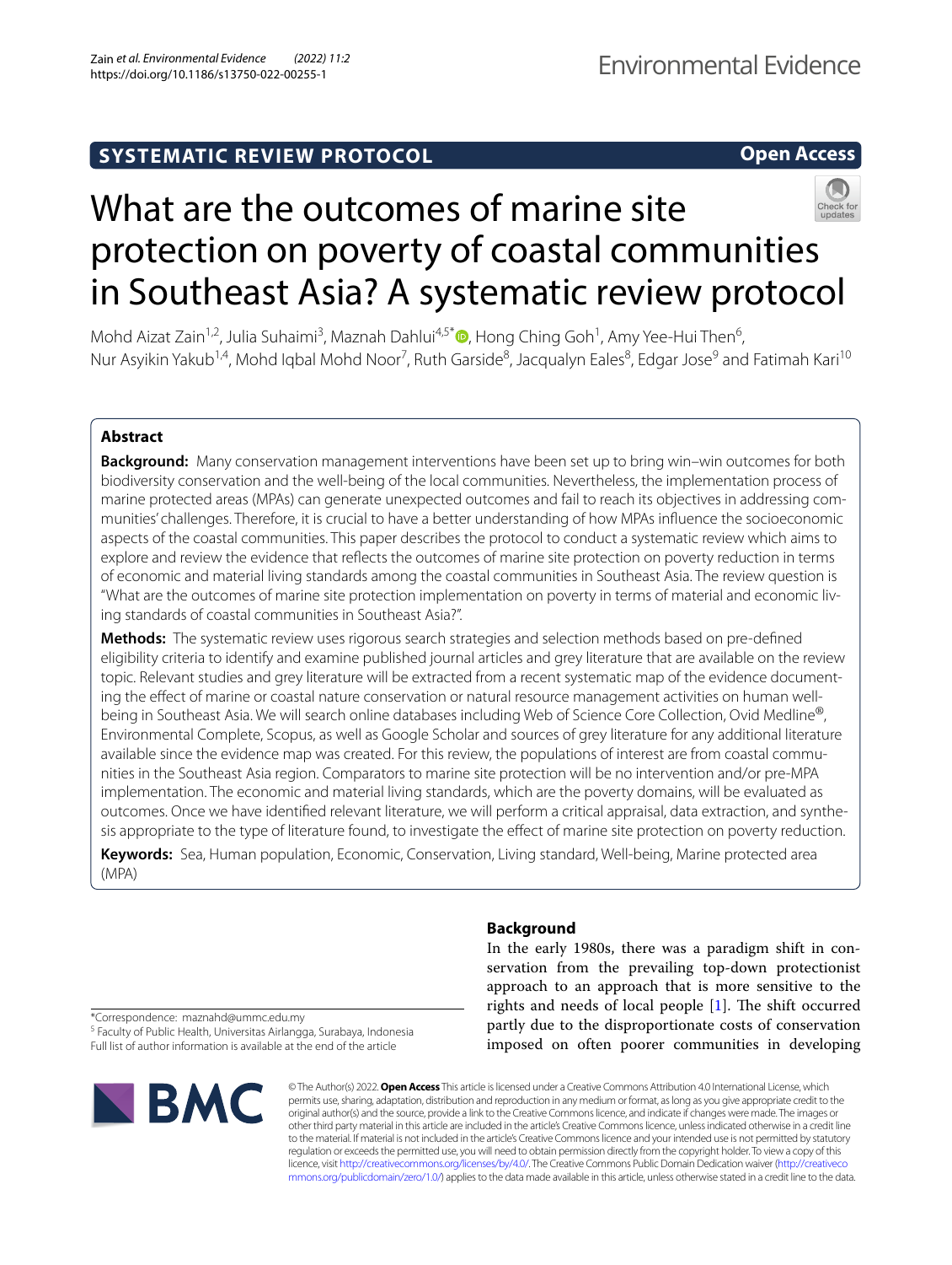SYSTEMATIC REVIEW PROTOCOL

Open Access

# What are the outcomes of marine site protection on poverty of coastal communities in Southeast Asia? A systematic review protocol

Mohd Aizat Zain[1,2], Julia Suhaimi[3], Maznah Dahlui[4,5*], Hong Ching Goh[1], Amy Yee-Hui Then[6], Nur Asyikin Yakub[1,4], Mohd Iqbal Mohd Noor[7], Ruth Garside[8], Jacqualyn Eales[8], Edgar Jose[9] and Fatimah Kari[10]

## Abstract

**Background:** Many conservation management interventions have been set up to bring win–win outcomes for both biodiversity conservation and the well-being of the local communities. Nevertheless, the implementation process of marine protected areas (MPAs) can generate unexpected outcomes and fail to reach its objectives in addressing communities' challenges. Therefore, it is crucial to have a better understanding of how MPAs influence the socioeconomic aspects of the coastal communities. This paper describes the protocol to conduct a systematic review which aims to explore and review the evidence that reflects the outcomes of marine site protection on poverty reduction in terms of economic and material living standards among the coastal communities in Southeast Asia. The review question is "What are the outcomes of marine site protection implementation on poverty in terms of material and economic living standards of coastal communities in Southeast Asia?".

**Methods:** The systematic review uses rigorous search strategies and selection methods based on pre-defined eligibility criteria to identify and examine published journal articles and grey literature that are available on the review topic. Relevant studies and grey literature will be extracted from a recent systematic map of the evidence documenting the effect of marine or coastal nature conservation or natural resource management activities on human well-being in Southeast Asia. We will search online databases including Web of Science Core Collection, Ovid Medline®, Environmental Complete, Scopus, as well as Google Scholar and sources of grey literature for any additional literature available since the evidence map was created. For this review, the populations of interest are from coastal communities in the Southeast Asia region. Comparators to marine site protection will be no intervention and/or pre-MPA implementation. The economic and material living standards, which are the poverty domains, will be evaluated as outcomes. Once we have identified relevant literature, we will perform a critical appraisal, data extraction, and synthesis appropriate to the type of literature found, to investigate the effect of marine site protection on poverty reduction.

**Keywords:** Sea, Human population, Economic, Conservation, Living standard, Well-being, Marine protected area (MPA)

## Background

In the early 1980s, there was a paradigm shift in conservation from the prevailing top-down protectionist approach to an approach that is more sensitive to the rights and needs of local people [1]. The shift occurred partly due to the disproportionate costs of conservation imposed on often poorer communities in developing

*Correspondence: maznahd@ummc.edu.my
[5] Faculty of Public Health, Universitas Airlangga, Surabaya, Indonesia
Full list of author information is available at the end of the article

© The Author(s) 2022. **Open Access** This article is licensed under a Creative Commons Attribution 4.0 International License, which permits use, sharing, adaptation, distribution and reproduction in any medium or format, as long as you give appropriate credit to the original author(s) and the source, provide a link to the Creative Commons licence, and indicate if changes were made. The images or other third party material in this article are included in the article's Creative Commons licence, unless indicated otherwise in a credit line to the material. If material is not included in the article's Creative Commons licence and your intended use is not permitted by statutory regulation or exceeds the permitted use, you will need to obtain permission directly from the copyright holder. To view a copy of this licence, visit http://creativecommons.org/licenses/by/4.0/. The Creative Commons Public Domain Dedication waiver (http://creativecommons.org/publicdomain/zero/1.0/) applies to the data made available in this article, unless otherwise stated in a credit line to the data.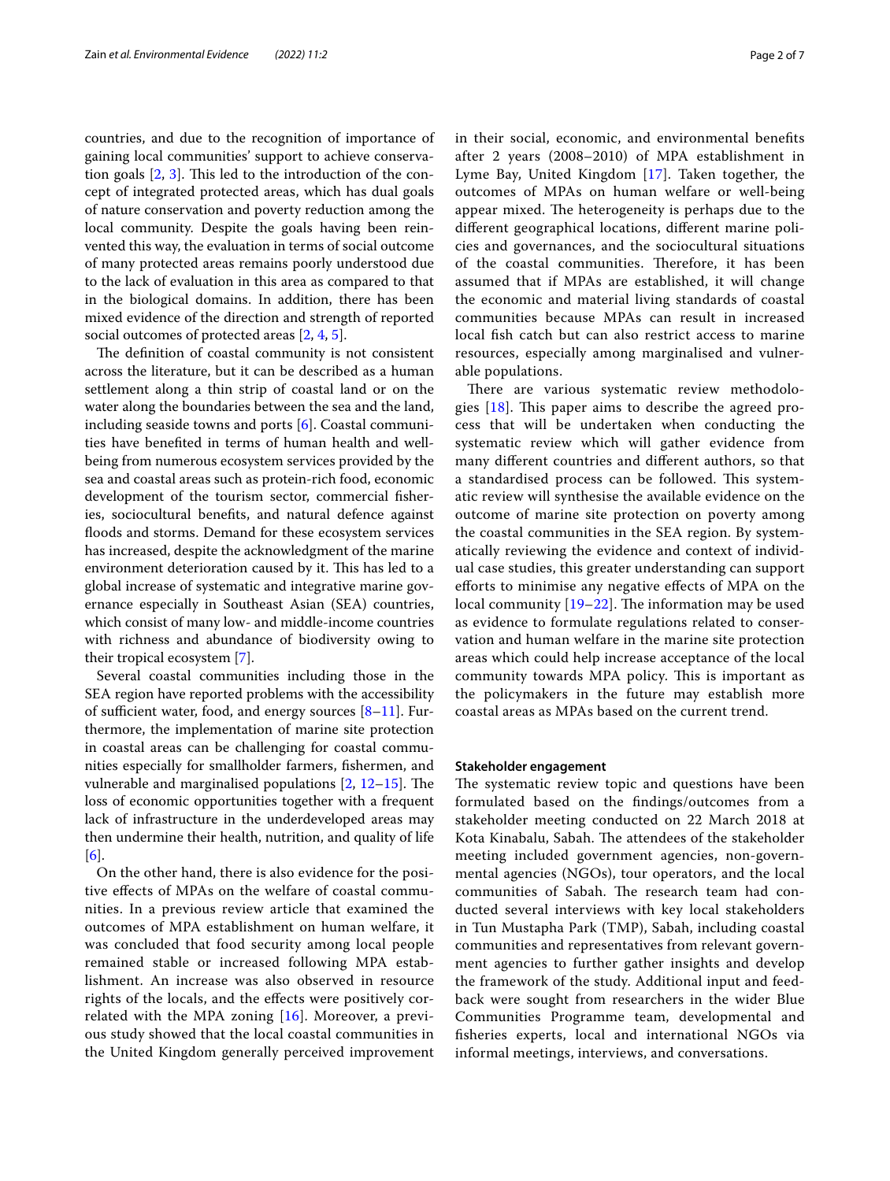countries, and due to the recognition of importance of gaining local communities' support to achieve conservation goals [2, 3]. This led to the introduction of the concept of integrated protected areas, which has dual goals of nature conservation and poverty reduction among the local community. Despite the goals having been reinvented this way, the evaluation in terms of social outcome of many protected areas remains poorly understood due to the lack of evaluation in this area as compared to that in the biological domains. In addition, there has been mixed evidence of the direction and strength of reported social outcomes of protected areas [2, 4, 5].

The definition of coastal community is not consistent across the literature, but it can be described as a human settlement along a thin strip of coastal land or on the water along the boundaries between the sea and the land, including seaside towns and ports [6]. Coastal communities have benefited in terms of human health and wellbeing from numerous ecosystem services provided by the sea and coastal areas such as protein-rich food, economic development of the tourism sector, commercial fisheries, sociocultural benefits, and natural defence against floods and storms. Demand for these ecosystem services has increased, despite the acknowledgment of the marine environment deterioration caused by it. This has led to a global increase of systematic and integrative marine governance especially in Southeast Asian (SEA) countries, which consist of many low- and middle-income countries with richness and abundance of biodiversity owing to their tropical ecosystem [7].

Several coastal communities including those in the SEA region have reported problems with the accessibility of sufficient water, food, and energy sources [8–11]. Furthermore, the implementation of marine site protection in coastal areas can be challenging for coastal communities especially for smallholder farmers, fishermen, and vulnerable and marginalised populations [2, 12–15]. The loss of economic opportunities together with a frequent lack of infrastructure in the underdeveloped areas may then undermine their health, nutrition, and quality of life [6].

On the other hand, there is also evidence for the positive effects of MPAs on the welfare of coastal communities. In a previous review article that examined the outcomes of MPA establishment on human welfare, it was concluded that food security among local people remained stable or increased following MPA establishment. An increase was also observed in resource rights of the locals, and the effects were positively correlated with the MPA zoning [16]. Moreover, a previous study showed that the local coastal communities in the United Kingdom generally perceived improvement in their social, economic, and environmental benefits after 2 years (2008–2010) of MPA establishment in Lyme Bay, United Kingdom [17]. Taken together, the outcomes of MPAs on human welfare or well-being appear mixed. The heterogeneity is perhaps due to the different geographical locations, different marine policies and governances, and the sociocultural situations of the coastal communities. Therefore, it has been assumed that if MPAs are established, it will change the economic and material living standards of coastal communities because MPAs can result in increased local fish catch but can also restrict access to marine resources, especially among marginalised and vulnerable populations.

There are various systematic review methodologies [18]. This paper aims to describe the agreed process that will be undertaken when conducting the systematic review which will gather evidence from many different countries and different authors, so that a standardised process can be followed. This systematic review will synthesise the available evidence on the outcome of marine site protection on poverty among the coastal communities in the SEA region. By systematically reviewing the evidence and context of individual case studies, this greater understanding can support efforts to minimise any negative effects of MPA on the local community [19–22]. The information may be used as evidence to formulate regulations related to conservation and human welfare in the marine site protection areas which could help increase acceptance of the local community towards MPA policy. This is important as the policymakers in the future may establish more coastal areas as MPAs based on the current trend.

### Stakeholder engagement

The systematic review topic and questions have been formulated based on the findings/outcomes from a stakeholder meeting conducted on 22 March 2018 at Kota Kinabalu, Sabah. The attendees of the stakeholder meeting included government agencies, non-governmental agencies (NGOs), tour operators, and the local communities of Sabah. The research team had conducted several interviews with key local stakeholders in Tun Mustapha Park (TMP), Sabah, including coastal communities and representatives from relevant government agencies to further gather insights and develop the framework of the study. Additional input and feedback were sought from researchers in the wider Blue Communities Programme team, developmental and fisheries experts, local and international NGOs via informal meetings, interviews, and conversations.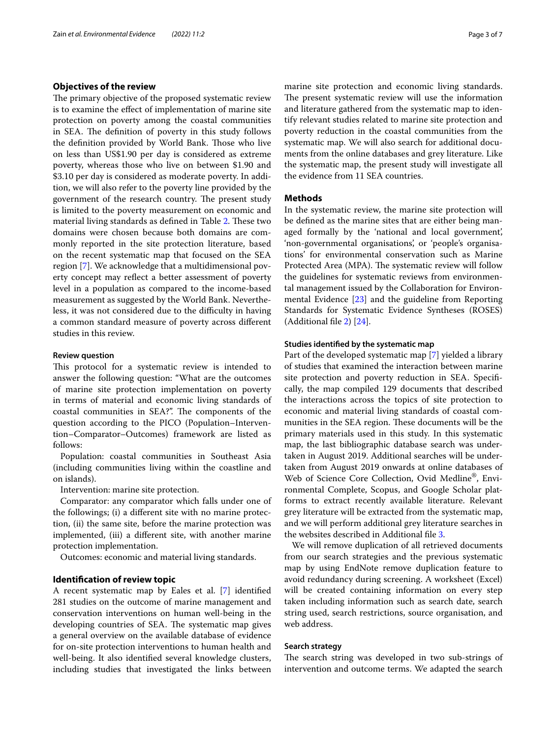## Objectives of the review

The primary objective of the proposed systematic review is to examine the effect of implementation of marine site protection on poverty among the coastal communities in SEA. The definition of poverty in this study follows the definition provided by World Bank. Those who live on less than US$1.90 per day is considered as extreme poverty, whereas those who live on between $1.90 and $3.10 per day is considered as moderate poverty. In addition, we will also refer to the poverty line provided by the government of the research country. The present study is limited to the poverty measurement on economic and material living standards as defined in Table 2. These two domains were chosen because both domains are commonly reported in the site protection literature, based on the recent systematic map that focused on the SEA region [7]. We acknowledge that a multidimensional poverty concept may reflect a better assessment of poverty level in a population as compared to the income-based measurement as suggested by the World Bank. Nevertheless, it was not considered due to the difficulty in having a common standard measure of poverty across different studies in this review.

### Review question

This protocol for a systematic review is intended to answer the following question: "What are the outcomes of marine site protection implementation on poverty in terms of material and economic living standards of coastal communities in SEA?". The components of the question according to the PICO (Population–Intervention–Comparator–Outcomes) framework are listed as follows:

Population: coastal communities in Southeast Asia (including communities living within the coastline and on islands).

Intervention: marine site protection.

Comparator: any comparator which falls under one of the followings; (i) a different site with no marine protection, (ii) the same site, before the marine protection was implemented, (iii) a different site, with another marine protection implementation.

Outcomes: economic and material living standards.

## Identification of review topic

A recent systematic map by Eales et al. [7] identified 281 studies on the outcome of marine management and conservation interventions on human well-being in the developing countries of SEA. The systematic map gives a general overview on the available database of evidence for on-site protection interventions to human health and well-being. It also identified several knowledge clusters, including studies that investigated the links between marine site protection and economic living standards. The present systematic review will use the information and literature gathered from the systematic map to identify relevant studies related to marine site protection and poverty reduction in the coastal communities from the systematic map. We will also search for additional documents from the online databases and grey literature. Like the systematic map, the present study will investigate all the evidence from 11 SEA countries.

## Methods

In the systematic review, the marine site protection will be defined as the marine sites that are either being managed formally by the 'national and local government', 'non-governmental organisations', or 'people's organisations' for environmental conservation such as Marine Protected Area (MPA). The systematic review will follow the guidelines for systematic reviews from environmental management issued by the Collaboration for Environmental Evidence [23] and the guideline from Reporting Standards for Systematic Evidence Syntheses (ROSES) (Additional file 2) [24].

### Studies identified by the systematic map

Part of the developed systematic map [7] yielded a library of studies that examined the interaction between marine site protection and poverty reduction in SEA. Specifically, the map compiled 129 documents that described the interactions across the topics of site protection to economic and material living standards of coastal communities in the SEA region. These documents will be the primary materials used in this study. In this systematic map, the last bibliographic database search was undertaken in August 2019. Additional searches will be undertaken from August 2019 onwards at online databases of Web of Science Core Collection, Ovid Medline®, Environmental Complete, Scopus, and Google Scholar platforms to extract recently available literature. Relevant grey literature will be extracted from the systematic map, and we will perform additional grey literature searches in the websites described in Additional file 3.

We will remove duplication of all retrieved documents from our search strategies and the previous systematic map by using EndNote remove duplication feature to avoid redundancy during screening. A worksheet (Excel) will be created containing information on every step taken including information such as search date, search string used, search restrictions, source organisation, and web address.

### Search strategy

The search string was developed in two sub-strings of intervention and outcome terms. We adapted the search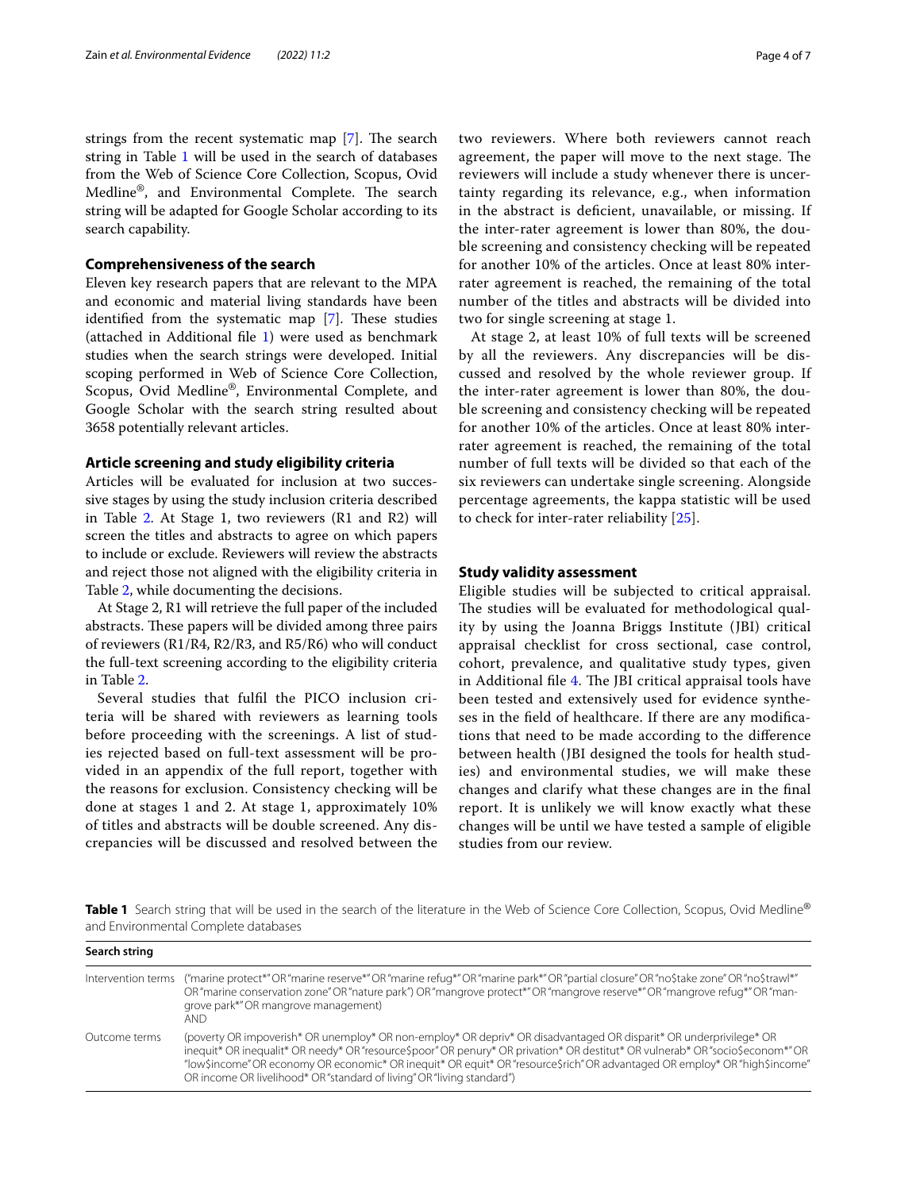strings from the recent systematic map [7]. The search string in Table 1 will be used in the search of databases from the Web of Science Core Collection, Scopus, Ovid Medline®, and Environmental Complete. The search string will be adapted for Google Scholar according to its search capability.

### Comprehensiveness of the search

Eleven key research papers that are relevant to the MPA and economic and material living standards have been identified from the systematic map [7]. These studies (attached in Additional file 1) were used as benchmark studies when the search strings were developed. Initial scoping performed in Web of Science Core Collection, Scopus, Ovid Medline®, Environmental Complete, and Google Scholar with the search string resulted about 3658 potentially relevant articles.

### Article screening and study eligibility criteria

Articles will be evaluated for inclusion at two successive stages by using the study inclusion criteria described in Table 2. At Stage 1, two reviewers (R1 and R2) will screen the titles and abstracts to agree on which papers to include or exclude. Reviewers will review the abstracts and reject those not aligned with the eligibility criteria in Table 2, while documenting the decisions.

At Stage 2, R1 will retrieve the full paper of the included abstracts. These papers will be divided among three pairs of reviewers (R1/R4, R2/R3, and R5/R6) who will conduct the full-text screening according to the eligibility criteria in Table 2.

Several studies that fulfil the PICO inclusion criteria will be shared with reviewers as learning tools before proceeding with the screenings. A list of studies rejected based on full-text assessment will be provided in an appendix of the full report, together with the reasons for exclusion. Consistency checking will be done at stages 1 and 2. At stage 1, approximately 10% of titles and abstracts will be double screened. Any discrepancies will be discussed and resolved between the two reviewers. Where both reviewers cannot reach agreement, the paper will move to the next stage. The reviewers will include a study whenever there is uncertainty regarding its relevance, e.g., when information in the abstract is deficient, unavailable, or missing. If the inter-rater agreement is lower than 80%, the double screening and consistency checking will be repeated for another 10% of the articles. Once at least 80% inter-rater agreement is reached, the remaining of the total number of the titles and abstracts will be divided into two for single screening at stage 1.

At stage 2, at least 10% of full texts will be screened by all the reviewers. Any discrepancies will be discussed and resolved by the whole reviewer group. If the inter-rater agreement is lower than 80%, the double screening and consistency checking will be repeated for another 10% of the articles. Once at least 80% inter-rater agreement is reached, the remaining of the total number of full texts will be divided so that each of the six reviewers can undertake single screening. Alongside percentage agreements, the kappa statistic will be used to check for inter-rater reliability [25].

### Study validity assessment

Eligible studies will be subjected to critical appraisal. The studies will be evaluated for methodological quality by using the Joanna Briggs Institute (JBI) critical appraisal checklist for cross sectional, case control, cohort, prevalence, and qualitative study types, given in Additional file 4. The JBI critical appraisal tools have been tested and extensively used for evidence syntheses in the field of healthcare. If there are any modifications that need to be made according to the difference between health (JBI designed the tools for health studies) and environmental studies, we will make these changes and clarify what these changes are in the final report. It is unlikely we will know exactly what these changes will be until we have tested a sample of eligible studies from our review.

**Table 1** Search string that will be used in the search of the literature in the Web of Science Core Collection, Scopus, Ovid Medline® and Environmental Complete databases

| Search string | |
|---|---|
| Intervention terms | ("marine protect*" OR "marine reserve*" OR "marine refug*" OR "marine park*" OR "partial closure" OR "no$take zone" OR "no$trawl*" OR "marine conservation zone" OR "nature park") OR "mangrove protect*" OR "mangrove reserve*" OR "mangrove refug*" OR "mangrove park*" OR mangrove management)<br>AND |
| Outcome terms | (poverty OR impoverish* OR unemploy* OR non-employ* OR depriv* OR disadvantaged OR disparit* OR underprivilege* OR inequit* OR inequalit* OR needy* OR "resource$poor" OR penury* OR privation* OR destitut* OR vulnerab* OR "socio$econom*" OR "low$income" OR economy OR economic* OR inequit* OR equit* OR "resource$rich" OR advantaged OR employ* OR "high$income" OR income OR livelihood* OR "standard of living" OR "living standard") |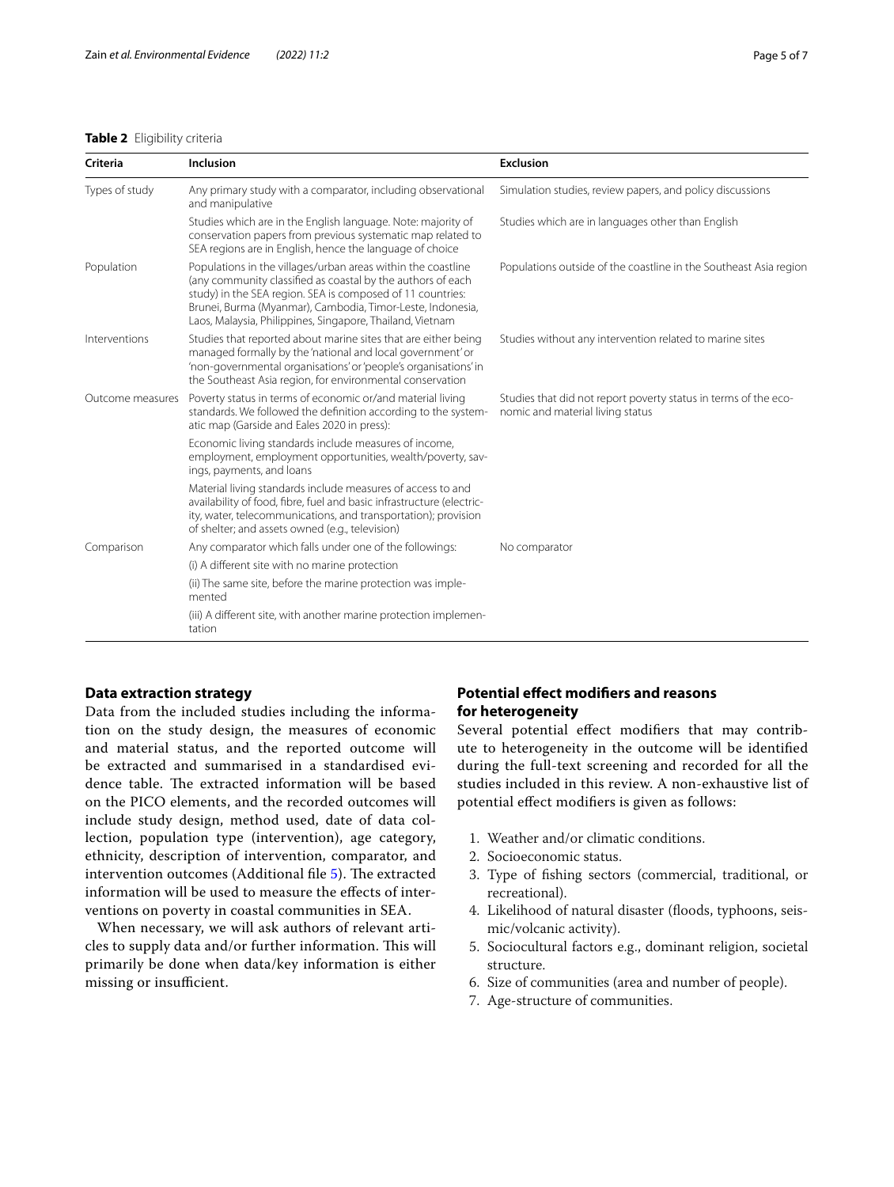**Table 2** Eligibility criteria

| Criteria | Inclusion | Exclusion |
|---|---|---|
| Types of study | Any primary study with a comparator, including observational and manipulative | Simulation studies, review papers, and policy discussions |
| | Studies which are in the English language. Note: majority of conservation papers from previous systematic map related to SEA regions are in English, hence the language of choice | Studies which are in languages other than English |
| Population | Populations in the villages/urban areas within the coastline (any community classified as coastal by the authors of each study) in the SEA region. SEA is composed of 11 countries: Brunei, Burma (Myanmar), Cambodia, Timor-Leste, Indonesia, Laos, Malaysia, Philippines, Singapore, Thailand, Vietnam | Populations outside of the coastline in the Southeast Asia region |
| Interventions | Studies that reported about marine sites that are either being managed formally by the 'national and local government' or 'non-governmental organisations' or 'people's organisations' in the Southeast Asia region, for environmental conservation | Studies without any intervention related to marine sites |
| Outcome measures | Poverty status in terms of economic or/and material living standards. We followed the definition according to the systematic map (Garside and Eales 2020 in press): | Studies that did not report poverty status in terms of the economic and material living status |
| | Economic living standards include measures of income, employment, employment opportunities, wealth/poverty, savings, payments, and loans | |
| | Material living standards include measures of access to and availability of food, fibre, fuel and basic infrastructure (electricity, water, telecommunications, and transportation); provision of shelter; and assets owned (e.g., television) | |
| Comparison | Any comparator which falls under one of the followings: | No comparator |
| | (i) A different site with no marine protection | |
| | (ii) The same site, before the marine protection was implemented | |
| | (iii) A different site, with another marine protection implementation | |

## Data extraction strategy

Data from the included studies including the information on the study design, the measures of economic and material status, and the reported outcome will be extracted and summarised in a standardised evidence table. The extracted information will be based on the PICO elements, and the recorded outcomes will include study design, method used, date of data collection, population type (intervention), age category, ethnicity, description of intervention, comparator, and intervention outcomes (Additional file 5). The extracted information will be used to measure the effects of interventions on poverty in coastal communities in SEA.

When necessary, we will ask authors of relevant articles to supply data and/or further information. This will primarily be done when data/key information is either missing or insufficient.

## Potential effect modifiers and reasons for heterogeneity

Several potential effect modifiers that may contribute to heterogeneity in the outcome will be identified during the full-text screening and recorded for all the studies included in this review. A non-exhaustive list of potential effect modifiers is given as follows:

1. Weather and/or climatic conditions.
2. Socioeconomic status.
3. Type of fishing sectors (commercial, traditional, or recreational).
4. Likelihood of natural disaster (floods, typhoons, seismic/volcanic activity).
5. Sociocultural factors e.g., dominant religion, societal structure.
6. Size of communities (area and number of people).
7. Age-structure of communities.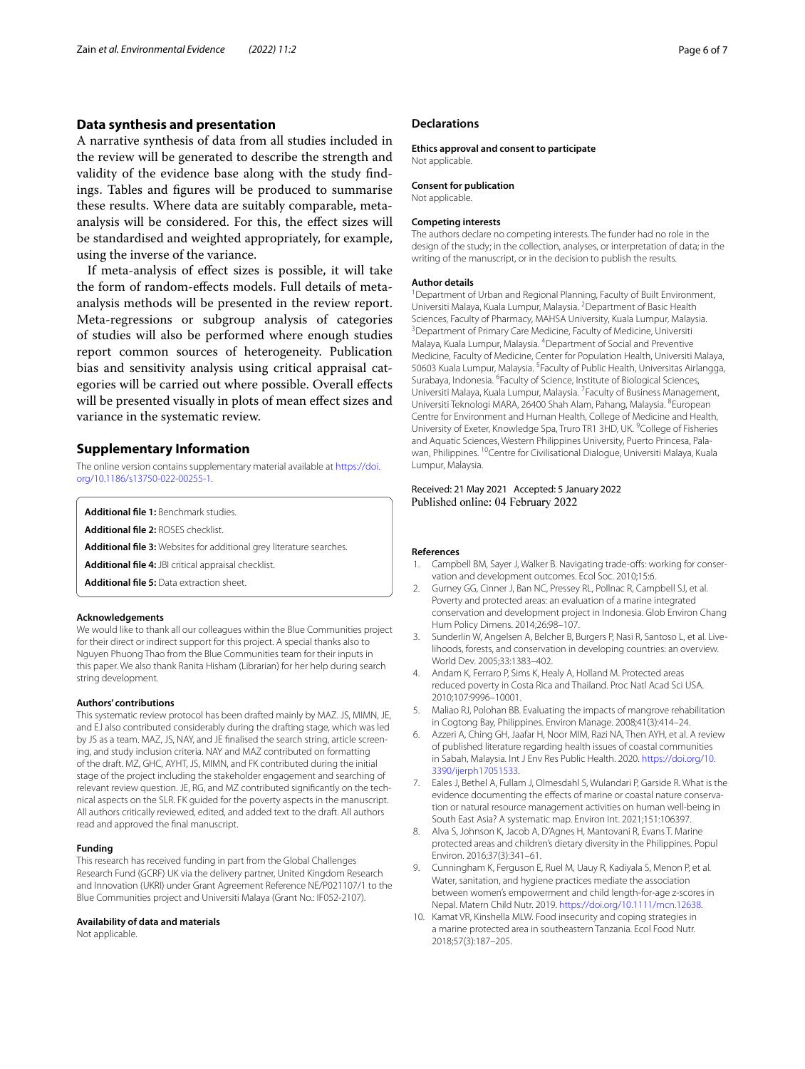## Data synthesis and presentation

A narrative synthesis of data from all studies included in the review will be generated to describe the strength and validity of the evidence base along with the study findings. Tables and figures will be produced to summarise these results. Where data are suitably comparable, meta-analysis will be considered. For this, the effect sizes will be standardised and weighted appropriately, for example, using the inverse of the variance.

If meta-analysis of effect sizes is possible, it will take the form of random-effects models. Full details of meta-analysis methods will be presented in the review report. Meta-regressions or subgroup analysis of categories of studies will also be performed where enough studies report common sources of heterogeneity. Publication bias and sensitivity analysis using critical appraisal categories will be carried out where possible. Overall effects will be presented visually in plots of mean effect sizes and variance in the systematic review.

## Supplementary Information

The online version contains supplementary material available at https://doi.org/10.1186/s13750-022-00255-1.

**Additional file 1:** Benchmark studies.

**Additional file 2:** ROSES checklist.

**Additional file 3:** Websites for additional grey literature searches.

**Additional file 4:** JBI critical appraisal checklist.

**Additional file 5:** Data extraction sheet.

#### Acknowledgements

We would like to thank all our colleagues within the Blue Communities project for their direct or indirect support for this project. A special thanks also to Nguyen Phuong Thao from the Blue Communities team for their inputs in this paper. We also thank Ranita Hisham (Librarian) for her help during search string development.

#### Authors' contributions

This systematic review protocol has been drafted mainly by MAZ. JS, MIMN, JE, and EJ also contributed considerably during the drafting stage, which was led by JS as a team. MAZ, JS, NAY, and JE finalised the search string, article screening, and study inclusion criteria. NAY and MAZ contributed on formatting of the draft. MZ, GHC, AYHT, JS, MIMN, and FK contributed during the initial stage of the project including the stakeholder engagement and searching of relevant review question. JE, RG, and MZ contributed significantly on the technical aspects on the SLR. FK guided for the poverty aspects in the manuscript. All authors critically reviewed, edited, and added text to the draft. All authors read and approved the final manuscript.

#### Funding

This research has received funding in part from the Global Challenges Research Fund (GCRF) UK via the delivery partner, United Kingdom Research and Innovation (UKRI) under Grant Agreement Reference NE/P021107/1 to the Blue Communities project and Universiti Malaya (Grant No.: IF052-2107).

#### Availability of data and materials

Not applicable.

## Declarations

#### Ethics approval and consent to participate

Not applicable.

#### Consent for publication

Not applicable.

#### Competing interests

The authors declare no competing interests. The funder had no role in the design of the study; in the collection, analyses, or interpretation of data; in the writing of the manuscript, or in the decision to publish the results.

#### Author details

[1]Department of Urban and Regional Planning, Faculty of Built Environment, Universiti Malaya, Kuala Lumpur, Malaysia. [2]Department of Basic Health Sciences, Faculty of Pharmacy, MAHSA University, Kuala Lumpur, Malaysia. [3]Department of Primary Care Medicine, Faculty of Medicine, Universiti Malaya, Kuala Lumpur, Malaysia. [4]Department of Social and Preventive Medicine, Faculty of Medicine, Center for Population Health, Universiti Malaya, 50603 Kuala Lumpur, Malaysia. [5]Faculty of Public Health, Universitas Airlangga, Surabaya, Indonesia. [6]Faculty of Science, Institute of Biological Sciences, Universiti Malaya, Kuala Lumpur, Malaysia. [7]Faculty of Business Management, Universiti Teknologi MARA, 26400 Shah Alam, Pahang, Malaysia. [8]European Centre for Environment and Human Health, College of Medicine and Health, University of Exeter, Knowledge Spa, Truro TR1 3HD, UK. [9]College of Fisheries and Aquatic Sciences, Western Philippines University, Puerto Princesa, Palawan, Philippines. [10]Centre for Civilisational Dialogue, Universiti Malaya, Kuala Lumpur, Malaysia.

Received: 21 May 2021 Accepted: 5 January 2022
Published online: 04 February 2022

#### References

1. Campbell BM, Sayer J, Walker B. Navigating trade-offs: working for conservation and development outcomes. Ecol Soc. 2010;15:6.
2. Gurney GG, Cinner J, Ban NC, Pressey RL, Pollnac R, Campbell SJ, et al. Poverty and protected areas: an evaluation of a marine integrated conservation and development project in Indonesia. Glob Environ Chang Hum Policy Dimens. 2014;26:98–107.
3. Sunderlin W, Angelsen A, Belcher B, Burgers P, Nasi R, Santoso L, et al. Livelihoods, forests, and conservation in developing countries: an overview. World Dev. 2005;33:1383–402.
4. Andam K, Ferraro P, Sims K, Healy A, Holland M. Protected areas reduced poverty in Costa Rica and Thailand. Proc Natl Acad Sci USA. 2010;107:9996–10001.
5. Maliao RJ, Polohan BB. Evaluating the impacts of mangrove rehabilitation in Cogtong Bay, Philippines. Environ Manage. 2008;41(3):414–24.
6. Azzeri A, Ching GH, Jaafar H, Noor MIM, Razi NA, Then AYH, et al. A review of published literature regarding health issues of coastal communities in Sabah, Malaysia. Int J Env Res Public Health. 2020. https://doi.org/10.3390/ijerph17051533.
7. Eales J, Bethel A, Fullam J, Olmesdahl S, Wulandari P, Garside R. What is the evidence documenting the effects of marine or coastal nature conservation or natural resource management activities on human well-being in South East Asia? A systematic map. Environ Int. 2021;151:106397.
8. Alva S, Johnson K, Jacob A, D'Agnes H, Mantovani R, Evans T. Marine protected areas and children's dietary diversity in the Philippines. Popul Environ. 2016;37(3):341–61.
9. Cunningham K, Ferguson E, Ruel M, Uauy R, Kadiyala S, Menon P, et al. Water, sanitation, and hygiene practices mediate the association between women's empowerment and child length-for-age z-scores in Nepal. Matern Child Nutr. 2019. https://doi.org/10.1111/mcn.12638.
10. Kamat VR, Kinshella MLW. Food insecurity and coping strategies in a marine protected area in southeastern Tanzania. Ecol Food Nutr. 2018;57(3):187–205.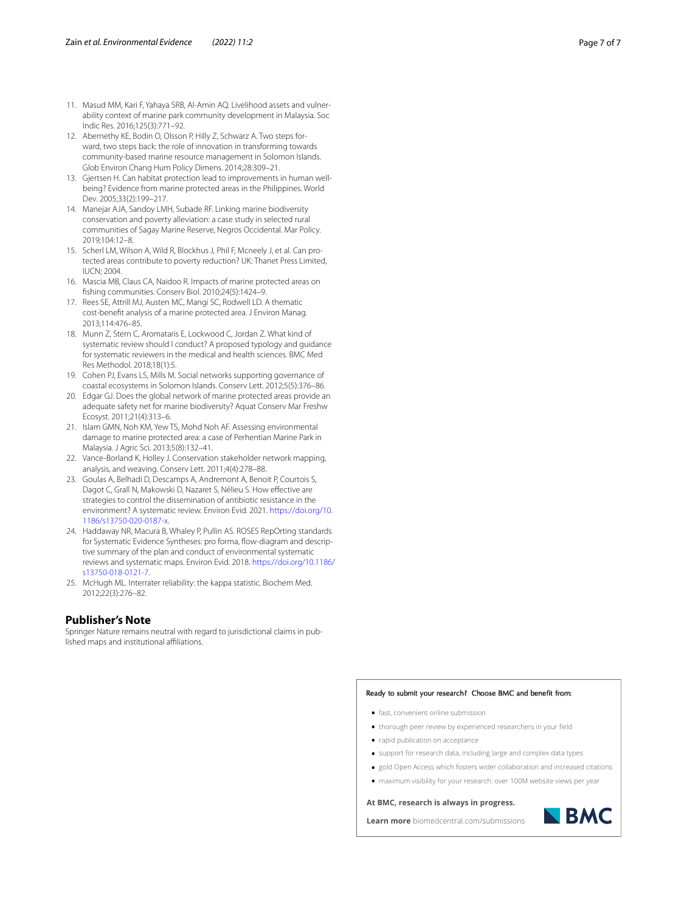11. Masud MM, Kari F, Yahaya SRB, Al-Amin AQ. Livelihood assets and vulnerability context of marine park community development in Malaysia. Soc Indic Res. 2016;125(3):771–92.
12. Abernethy KE, Bodin O, Olsson P, Hilly Z, Schwarz A. Two steps forward, two steps back: the role of innovation in transforming towards community-based marine resource management in Solomon Islands. Glob Environ Chang Hum Policy Dimens. 2014;28:309–21.
13. Gjertsen H. Can habitat protection lead to improvements in human wellbeing? Evidence from marine protected areas in the Philippines. World Dev. 2005;33(2):199–217.
14. Manejar AJA, Sandoy LMH, Subade RF. Linking marine biodiversity conservation and poverty alleviation: a case study in selected rural communities of Sagay Marine Reserve, Negros Occidental. Mar Policy. 2019;104:12–8.
15. Scherl LM, Wilson A, Wild R, Blockhus J, Phil F, Mcneely J, et al. Can protected areas contribute to poverty reduction? UK: Thanet Press Limited, IUCN; 2004.
16. Mascia MB, Claus CA, Naidoo R. Impacts of marine protected areas on fishing communities. Conserv Biol. 2010;24(5):1424–9.
17. Rees SE, Attrill MJ, Austen MC, Mangi SC, Rodwell LD. A thematic cost-benefit analysis of a marine protected area. J Environ Manag. 2013;114:476–85.
18. Munn Z, Stern C, Aromataris E, Lockwood C, Jordan Z. What kind of systematic review should I conduct? A proposed typology and guidance for systematic reviewers in the medical and health sciences. BMC Med Res Methodol. 2018;18(1):5.
19. Cohen PJ, Evans LS, Mills M. Social networks supporting governance of coastal ecosystems in Solomon Islands. Conserv Lett. 2012;5(5):376–86.
20. Edgar GJ. Does the global network of marine protected areas provide an adequate safety net for marine biodiversity? Aquat Conserv Mar Freshw Ecosyst. 2011;21(4):313–6.
21. Islam GMN, Noh KM, Yew TS, Mohd Noh AF. Assessing environmental damage to marine protected area: a case of Perhentian Marine Park in Malaysia. J Agric Sci. 2013;5(8):132–41.
22. Vance-Borland K, Holley J. Conservation stakeholder network mapping, analysis, and weaving. Conserv Lett. 2011;4(4):278–88.
23. Goulas A, Belhadi D, Descamps A, Andremont A, Benoit P, Courtois S, Dagot C, Grall N, Makowski D, Nazaret S, Nélieu S. How effective are strategies to control the dissemination of antibiotic resistance in the environment? A systematic review. Environ Evid. 2021. https://doi.org/10.1186/s13750-020-0187-x.
24. Haddaway NR, Macura B, Whaley P, Pullin AS. ROSES RepOrting standards for Systematic Evidence Syntheses: pro forma, flow-diagram and descriptive summary of the plan and conduct of environmental systematic reviews and systematic maps. Environ Evid. 2018. https://doi.org/10.1186/s13750-018-0121-7.
25. McHugh ML. Interrater reliability: the kappa statistic. Biochem Med. 2012;22(3):276–82.

## Publisher's Note

Springer Nature remains neutral with regard to jurisdictional claims in published maps and institutional affiliations.

Ready to submit your research? Choose BMC and benefit from:

- fast, convenient online submission
- thorough peer review by experienced researchers in your field
- rapid publication on acceptance
- support for research data, including large and complex data types
- gold Open Access which fosters wider collaboration and increased citations
- maximum visibility for your research: over 100M website views per year

**At BMC, research is always in progress.**

**Learn more** biomedcentral.com/submissions

BMC